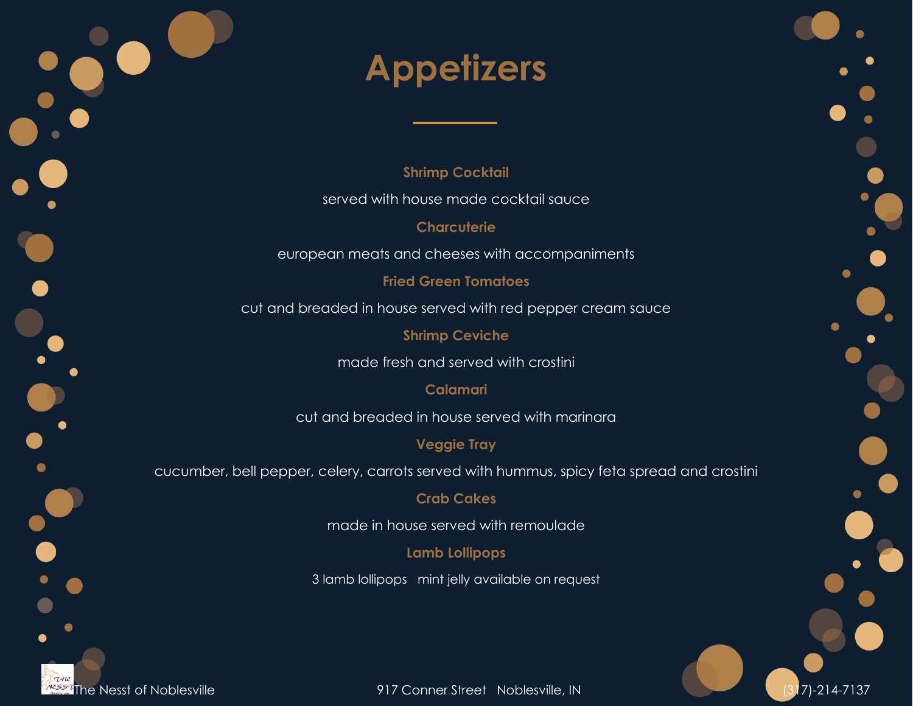# Appetizers

**Shrimp Cocktail**

served with house made cocktail sauce

**Charcuterie**

european meats and cheeses with accompaniments

**Fried Green Tomatoes**

cut and breaded in house served with red pepper cream sauce

**Shrimp Ceviche**

made fresh and served with crostini

**Calamari**

cut and breaded in house served with marinara

**Veggie Tray**

cucumber, bell pepper, celery, carrots served with hummus, spicy feta spread and crostini

**Crab Cakes**

made in house served with remoulade

**Lamb Lollipops**

3 lamb lollipops   mint jelly available on request

The Nesst of Noblesville   917 Conner Street   Noblesville, IN   (317)-214-7137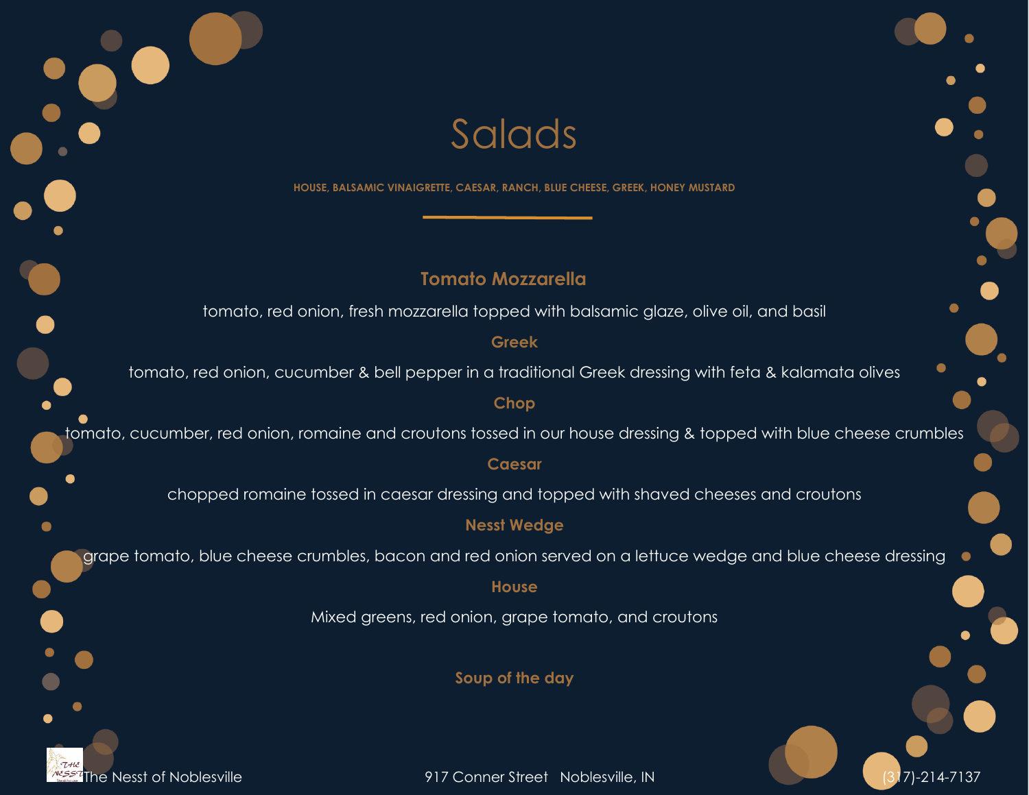# Salads

**HOUSE, BALSAMIC VINAIGRETTE, CAESAR, RANCH, BLUE CHEESE, GREEK, HONEY MUSTARD**

---

### Tomato Mozzarella

tomato, red onion, fresh mozzarella topped with balsamic glaze, olive oil, and basil

### Greek

tomato, red onion, cucumber & bell pepper in a traditional Greek dressing with feta & kalamata olives

### Chop

tomato, cucumber, red onion, romaine and croutons tossed in our house dressing & topped with blue cheese crumbles

### Caesar

chopped romaine tossed in caesar dressing and topped with shaved cheeses and croutons

### Nesst Wedge

grape tomato, blue cheese crumbles, bacon and red onion served on a lettuce wedge and blue cheese dressing

### House

Mixed greens, red onion, grape tomato, and croutons

### Soup of the day

The Nesst of Noblesville 917 Conner Street Noblesville, IN (317)-214-7137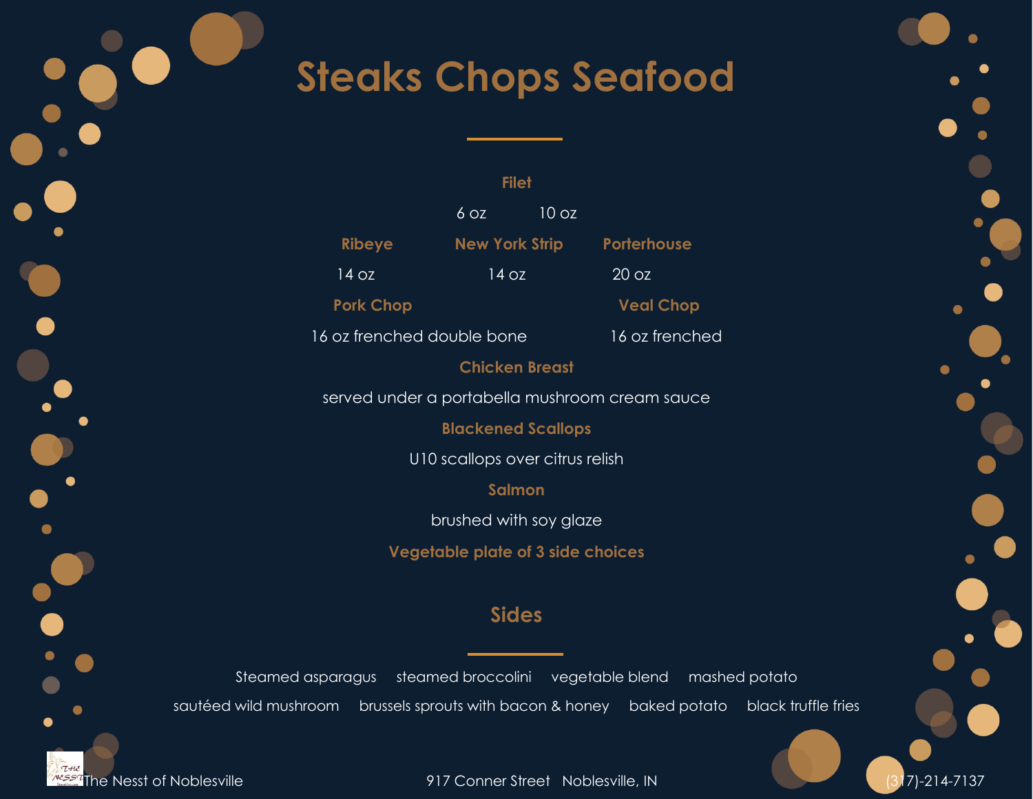# Steaks Chops Seafood

**Filet**

6 oz 10 oz

**Ribeye** **New York Strip** **Porterhouse**

14 oz 14 oz 20 oz

**Pork Chop** **Veal Chop**

16 oz frenched double bone 16 oz frenched

**Chicken Breast**

served under a portabella mushroom cream sauce

**Blackened Scallops**

U10 scallops over citrus relish

**Salmon**

brushed with soy glaze

**Vegetable plate of 3 side choices**

## Sides

Steamed asparagus steamed broccolini vegetable blend mashed potato

sautéed wild mushroom brussels sprouts with bacon & honey baked potato black truffle fries

The Nesst of Noblesville 917 Conner Street Noblesville, IN (317)-214-7137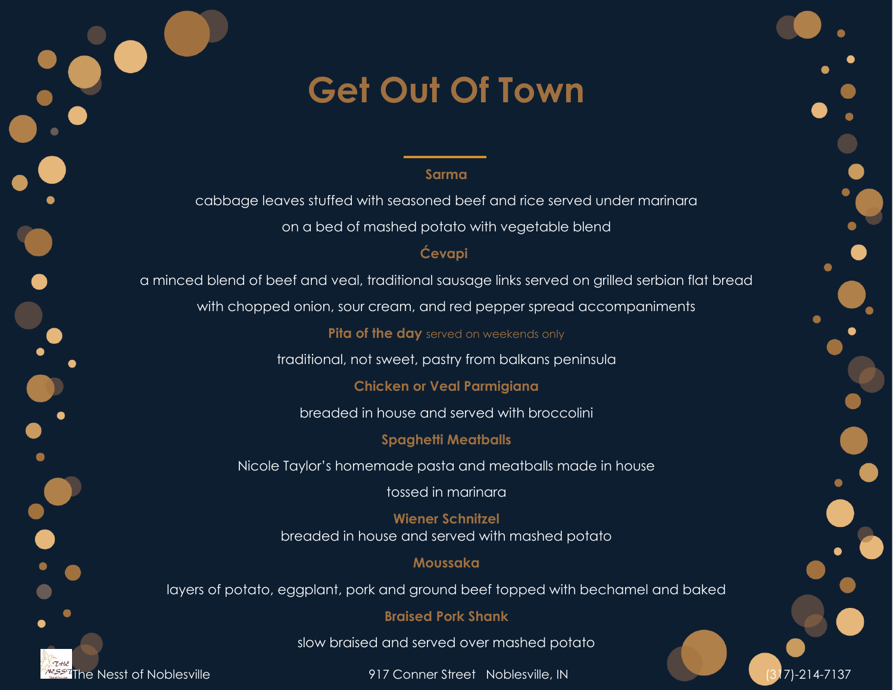# Get Out Of Town

### Sarma

cabbage leaves stuffed with seasoned beef and rice served under marinara

on a bed of mashed potato with vegetable blend

### Ćevapi

a minced blend of beef and veal, traditional sausage links served on grilled serbian flat bread

with chopped onion, sour cream, and red pepper spread accompaniments

### Pita of the day served on weekends only

traditional, not sweet, pastry from balkans peninsula

### Chicken or Veal Parmigiana

breaded in house and served with broccolini

### Spaghetti Meatballs

Nicole Taylor's homemade pasta and meatballs made in house

tossed in marinara

### Wiener Schnitzel

breaded in house and served with mashed potato

### Moussaka

layers of potato, eggplant, pork and ground beef topped with bechamel and baked

### Braised Pork Shank

slow braised and served over mashed potato

The Nesst of Noblesville 917 Conner Street Noblesville, IN (317)-214-7137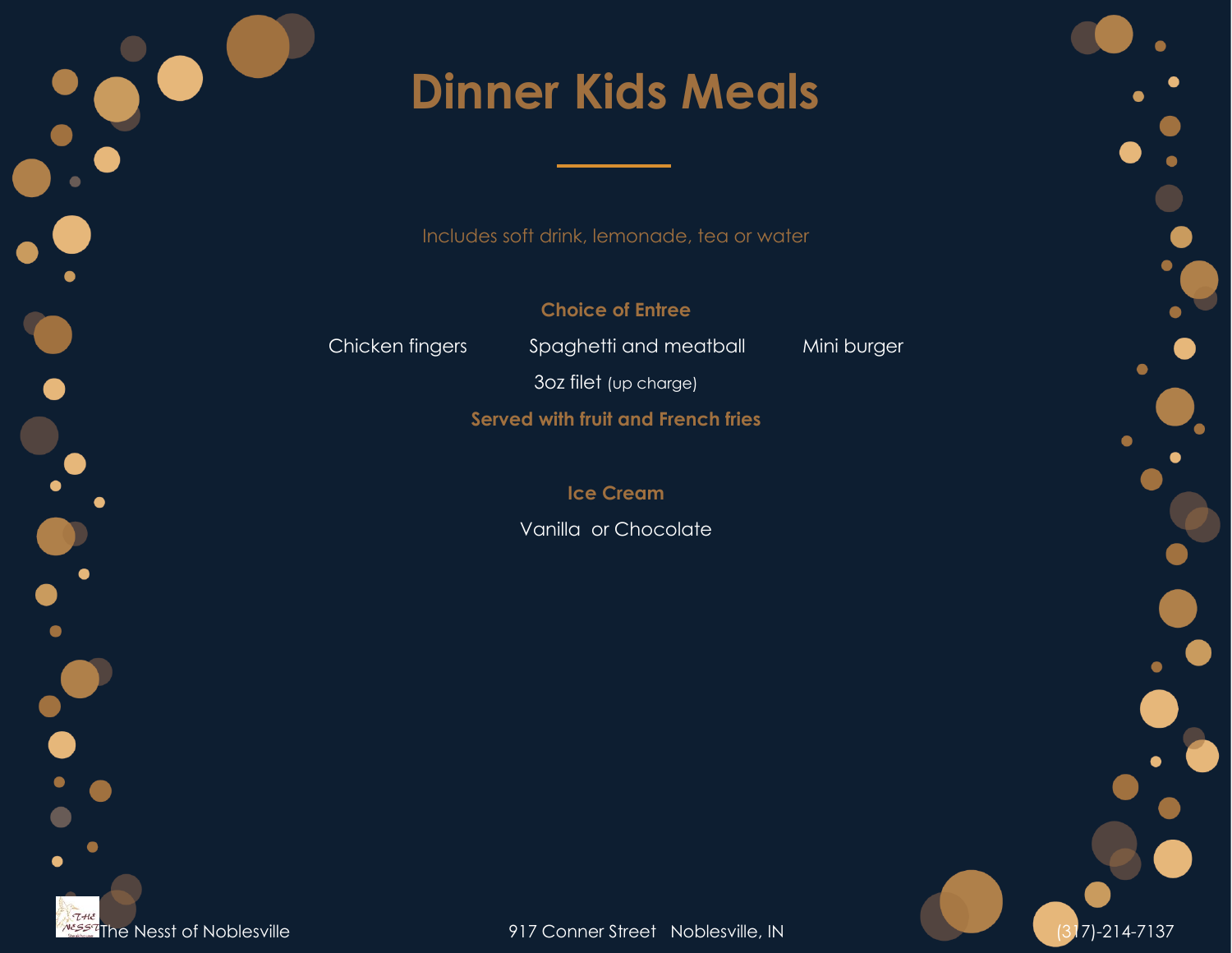# Dinner Kids Meals

Includes soft drink, lemonade, tea or water

**Choice of Entree**

Chicken fingers  Spaghetti and meatball  Mini burger

3oz filet (up charge)

**Served with fruit and French fries**

**Ice Cream**

Vanilla or Chocolate

The Nesst of Noblesville  917 Conner Street Noblesville, IN  (317)-214-7137